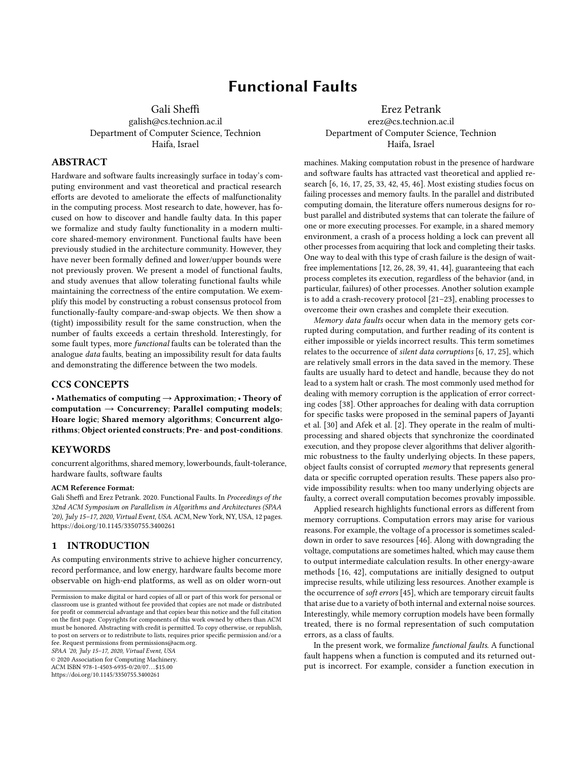# Functional Faults

Gali Sheffi
galish@cs.technion.ac.il
Department of Computer Science, Technion
Haifa, Israel

Erez Petrank
erez@cs.technion.ac.il
Department of Computer Science, Technion
Haifa, Israel

## ABSTRACT

Hardware and software faults increasingly surface in today's computing environment and vast theoretical and practical research efforts are devoted to ameliorate the effects of malfunctionality in the computing process. Most research to date, however, has focused on how to discover and handle faulty data. In this paper we formalize and study faulty functionality in a modern multi-core shared-memory environment. Functional faults have been previously studied in the architecture community. However, they have never been formally defined and lower/upper bounds were not previously proven. We present a model of functional faults, and study avenues that allow tolerating functional faults while maintaining the correctness of the entire computation. We exemplify this model by constructing a robust consensus protocol from functionally-faulty compare-and-swap objects. We then show a (tight) impossibility result for the same construction, when the number of faults exceeds a certain threshold. Interestingly, for some fault types, more *functional* faults can be tolerated than the analogue *data* faults, beating an impossibility result for data faults and demonstrating the difference between the two models.

## CCS CONCEPTS

**• Mathematics of computing → Approximation**; **• Theory of computation → Concurrency**; **Parallel computing models**; **Hoare logic**; **Shared memory algorithms**; **Concurrent algorithms**; **Object oriented constructs**; **Pre- and post-conditions**.

## KEYWORDS

concurrent algorithms, shared memory, lowerbounds, fault-tolerance, hardware faults, software faults

**ACM Reference Format:**
Gali Sheffi and Erez Petrank. 2020. Functional Faults. In *Proceedings of the 32nd ACM Symposium on Parallelism in Algorithms and Architectures (SPAA '20), July 15–17, 2020, Virtual Event, USA.* ACM, New York, NY, USA, 12 pages. https://doi.org/10.1145/3350755.3400261

Permission to make digital or hard copies of all or part of this work for personal or classroom use is granted without fee provided that copies are not made or distributed for profit or commercial advantage and that copies bear this notice and the full citation on the first page. Copyrights for components of this work owned by others than ACM must be honored. Abstracting with credit is permitted. To copy otherwise, or republish, to post on servers or to redistribute to lists, requires prior specific permission and/or a fee. Request permissions from permissions@acm.org.
*SPAA '20, July 15–17, 2020, Virtual Event, USA*
© 2020 Association for Computing Machinery.
ACM ISBN 978-1-4503-6935-0/20/07...$15.00
https://doi.org/10.1145/3350755.3400261

## 1 INTRODUCTION

As computing environments strive to achieve higher concurrency, record performance, and low energy, hardware faults become more observable on high-end platforms, as well as on older worn-out machines. Making computation robust in the presence of hardware and software faults has attracted vast theoretical and applied research [6, 16, 17, 25, 33, 42, 45, 46]. Most existing studies focus on failing processes and memory faults. In the parallel and distributed computing domain, the literature offers numerous designs for robust parallel and distributed systems that can tolerate the failure of one or more executing processes. For example, in a shared memory environment, a crash of a process holding a lock can prevent all other processes from acquiring that lock and completing their tasks. One way to deal with this type of crash failure is the design of wait-free implementations [12, 26, 28, 39, 41, 44], guaranteeing that each process completes its execution, regardless of the behavior (and, in particular, failures) of other processes. Another solution example is to add a crash-recovery protocol [21–23], enabling processes to overcome their own crashes and complete their execution.

*Memory data faults* occur when data in the memory gets corrupted during computation, and further reading of its content is either impossible or yields incorrect results. This term sometimes relates to the occurrence of *silent data corruptions* [6, 17, 25], which are relatively small errors in the data saved in the memory. These faults are usually hard to detect and handle, because they do not lead to a system halt or crash. The most commonly used method for dealing with memory corruption is the application of error correcting codes [38]. Other approaches for dealing with data corruption for specific tasks were proposed in the seminal papers of Jayanti et al. [30] and Afek et al. [2]. They operate in the realm of multi-processing and shared objects that synchronize the coordinated execution, and they propose clever algorithms that deliver algorithmic robustness to the faulty underlying objects. In these papers, object faults consist of corrupted *memory* that represents general data or specific corrupted operation results. These papers also provide impossibility results: when too many underlying objects are faulty, a correct overall computation becomes provably impossible.

Applied research highlights functional errors as different from memory corruptions. Computation errors may arise for various reasons. For example, the voltage of a processor is sometimes scaled-down in order to save resources [46]. Along with downgrading the voltage, computations are sometimes halted, which may cause them to output intermediate calculation results. In other energy-aware methods [16, 42], computations are initially designed to output imprecise results, while utilizing less resources. Another example is the occurrence of *soft errors* [45], which are temporary circuit faults that arise due to a variety of both internal and external noise sources. Interestingly, while memory corruption models have been formally treated, there is no formal representation of such computation errors, as a class of faults.

In the present work, we formalize *functional faults*. A functional fault happens when a function is computed and its returned output is incorrect. For example, consider a function execution in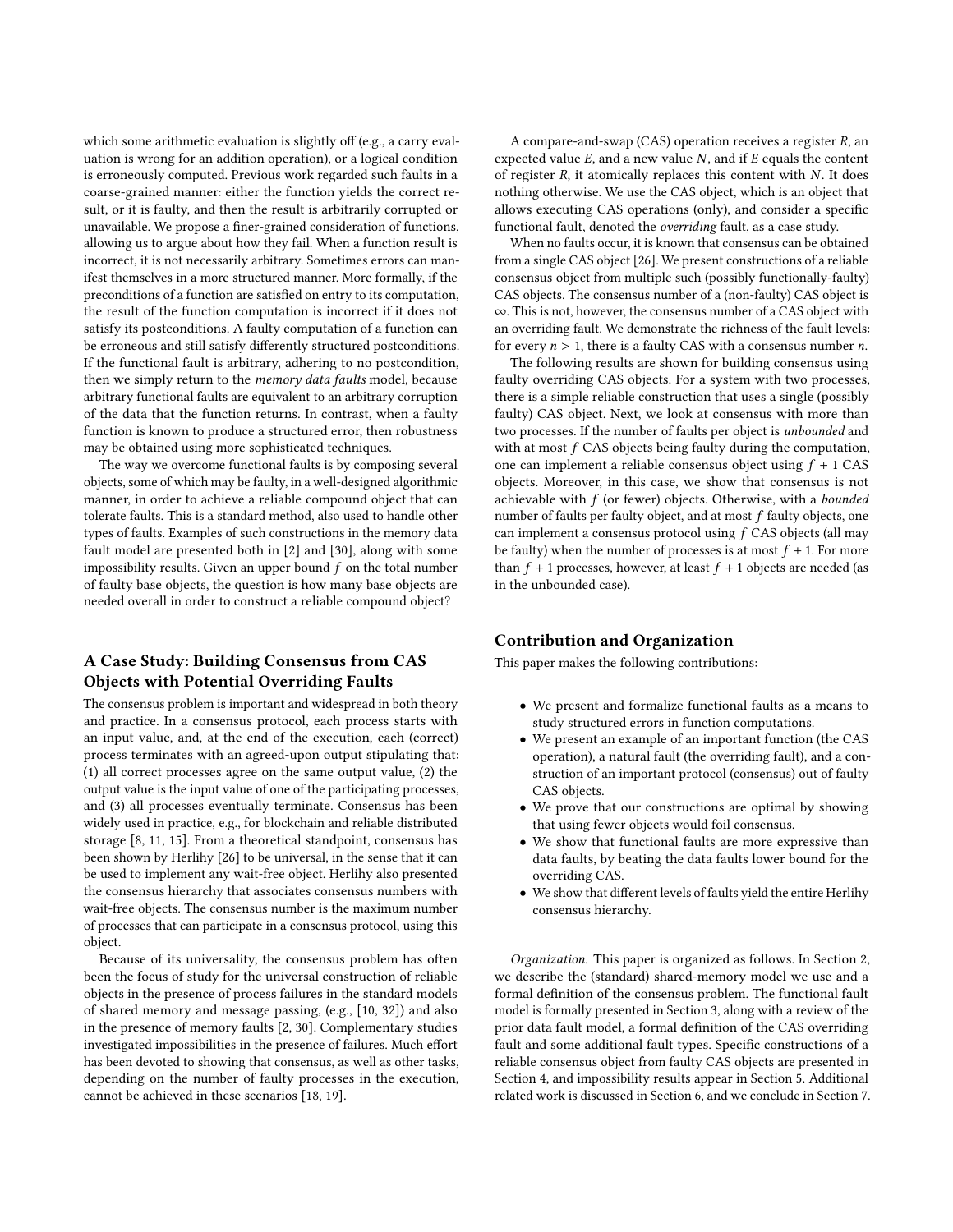which some arithmetic evaluation is slightly off (e.g., a carry evaluation is wrong for an addition operation), or a logical condition is erroneously computed. Previous work regarded such faults in a coarse-grained manner: either the function yields the correct result, or it is faulty, and then the result is arbitrarily corrupted or unavailable. We propose a finer-grained consideration of functions, allowing us to argue about how they fail. When a function result is incorrect, it is not necessarily arbitrary. Sometimes errors can manifest themselves in a more structured manner. More formally, if the preconditions of a function are satisfied on entry to its computation, the result of the function computation is incorrect if it does not satisfy its postconditions. A faulty computation of a function can be erroneous and still satisfy differently structured postconditions. If the functional fault is arbitrary, adhering to no postcondition, then we simply return to the *memory data faults* model, because arbitrary functional faults are equivalent to an arbitrary corruption of the data that the function returns. In contrast, when a faulty function is known to produce a structured error, then robustness may be obtained using more sophisticated techniques.

The way we overcome functional faults is by composing several objects, some of which may be faulty, in a well-designed algorithmic manner, in order to achieve a reliable compound object that can tolerate faults. This is a standard method, also used to handle other types of faults. Examples of such constructions in the memory data fault model are presented both in [2] and [30], along with some impossibility results. Given an upper bound $f$ on the total number of faulty base objects, the question is how many base objects are needed overall in order to construct a reliable compound object?

## A Case Study: Building Consensus from CAS Objects with Potential Overriding Faults

The consensus problem is important and widespread in both theory and practice. In a consensus protocol, each process starts with an input value, and, at the end of the execution, each (correct) process terminates with an agreed-upon output stipulating that: (1) all correct processes agree on the same output value, (2) the output value is the input value of one of the participating processes, and (3) all processes eventually terminate. Consensus has been widely used in practice, e.g., for blockchain and reliable distributed storage [8, 11, 15]. From a theoretical standpoint, consensus has been shown by Herlihy [26] to be universal, in the sense that it can be used to implement any wait-free object. Herlihy also presented the consensus hierarchy that associates consensus numbers with wait-free objects. The consensus number is the maximum number of processes that can participate in a consensus protocol, using this object.

Because of its universality, the consensus problem has often been the focus of study for the universal construction of reliable objects in the presence of process failures in the standard models of shared memory and message passing, (e.g., [10, 32]) and also in the presence of memory faults [2, 30]. Complementary studies investigated impossibilities in the presence of failures. Much effort has been devoted to showing that consensus, as well as other tasks, depending on the number of faulty processes in the execution, cannot be achieved in these scenarios [18, 19].

A compare-and-swap (CAS) operation receives a register $R$, an expected value $E$, and a new value $N$, and if $E$ equals the content of register $R$, it atomically replaces this content with $N$. It does nothing otherwise. We use the CAS object, which is an object that allows executing CAS operations (only), and consider a specific functional fault, denoted the *overriding* fault, as a case study.

When no faults occur, it is known that consensus can be obtained from a single CAS object [26]. We present constructions of a reliable consensus object from multiple such (possibly functionally-faulty) CAS objects. The consensus number of a (non-faulty) CAS object is $\infty$. This is not, however, the consensus number of a CAS object with an overriding fault. We demonstrate the richness of the fault levels: for every $n > 1$, there is a faulty CAS with a consensus number $n$.

The following results are shown for building consensus using faulty overriding CAS objects. For a system with two processes, there is a simple reliable construction that uses a single (possibly faulty) CAS object. Next, we look at consensus with more than two processes. If the number of faults per object is *unbounded* and with at most $f$ CAS objects being faulty during the computation, one can implement a reliable consensus object using $f + 1$ CAS objects. Moreover, in this case, we show that consensus is not achievable with $f$ (or fewer) objects. Otherwise, with a *bounded* number of faults per faulty object, and at most $f$ faulty objects, one can implement a consensus protocol using $f$ CAS objects (all may be faulty) when the number of processes is at most $f + 1$. For more than $f + 1$ processes, however, at least $f + 1$ objects are needed (as in the unbounded case).

## Contribution and Organization

This paper makes the following contributions:

- We present and formalize functional faults as a means to study structured errors in function computations.
- We present an example of an important function (the CAS operation), a natural fault (the overriding fault), and a construction of an important protocol (consensus) out of faulty CAS objects.
- We prove that our constructions are optimal by showing that using fewer objects would foil consensus.
- We show that functional faults are more expressive than data faults, by beating the data faults lower bound for the overriding CAS.
- We show that different levels of faults yield the entire Herlihy consensus hierarchy.

*Organization.* This paper is organized as follows. In Section 2, we describe the (standard) shared-memory model we use and a formal definition of the consensus problem. The functional fault model is formally presented in Section 3, along with a review of the prior data fault model, a formal definition of the CAS overriding fault and some additional fault types. Specific constructions of a reliable consensus object from faulty CAS objects are presented in Section 4, and impossibility results appear in Section 5. Additional related work is discussed in Section 6, and we conclude in Section 7.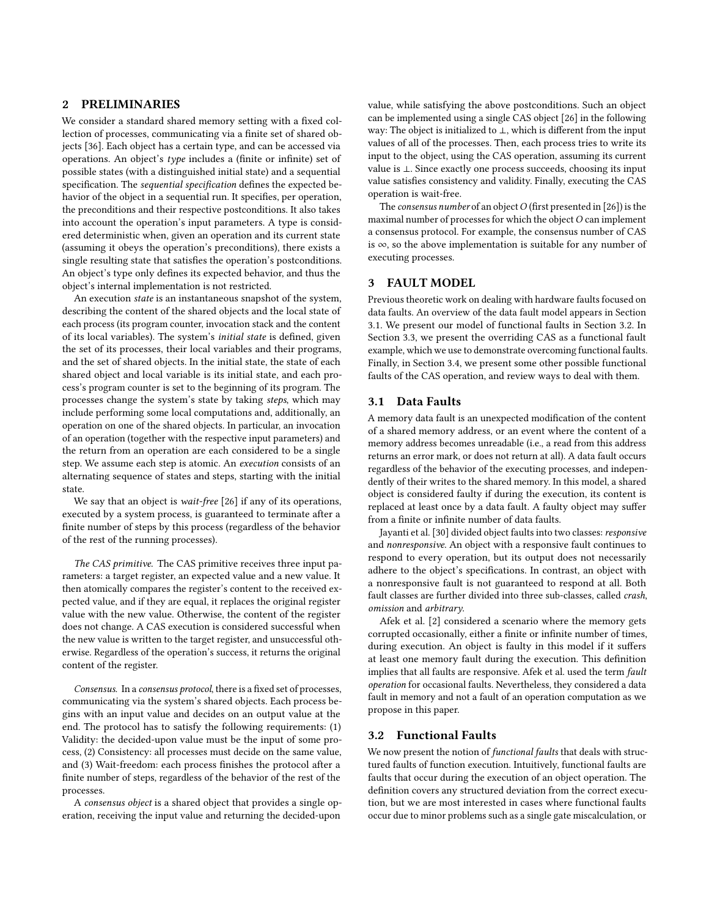## 2 PRELIMINARIES

We consider a standard shared memory setting with a fixed collection of processes, communicating via a finite set of shared objects [36]. Each object has a certain type, and can be accessed via operations. An object's *type* includes a (finite or infinite) set of possible states (with a distinguished initial state) and a sequential specification. The *sequential specification* defines the expected behavior of the object in a sequential run. It specifies, per operation, the preconditions and their respective postconditions. It also takes into account the operation's input parameters. A type is considered deterministic when, given an operation and its current state (assuming it obeys the operation's preconditions), there exists a single resulting state that satisfies the operation's postconditions. An object's type only defines its expected behavior, and thus the object's internal implementation is not restricted.

An execution *state* is an instantaneous snapshot of the system, describing the content of the shared objects and the local state of each process (its program counter, invocation stack and the content of its local variables). The system's *initial state* is defined, given the set of its processes, their local variables and their programs, and the set of shared objects. In the initial state, the state of each shared object and local variable is its initial state, and each process's program counter is set to the beginning of its program. The processes change the system's state by taking *steps*, which may include performing some local computations and, additionally, an operation on one of the shared objects. In particular, an invocation of an operation (together with the respective input parameters) and the return from an operation are each considered to be a single step. We assume each step is atomic. An *execution* consists of an alternating sequence of states and steps, starting with the initial state.

We say that an object is *wait-free* [26] if any of its operations, executed by a system process, is guaranteed to terminate after a finite number of steps by this process (regardless of the behavior of the rest of the running processes).

*The CAS primitive.* The CAS primitive receives three input parameters: a target register, an expected value and a new value. It then atomically compares the register's content to the received expected value, and if they are equal, it replaces the original register value with the new value. Otherwise, the content of the register does not change. A CAS execution is considered successful when the new value is written to the target register, and unsuccessful otherwise. Regardless of the operation's success, it returns the original content of the register.

*Consensus.* In a *consensus protocol*, there is a fixed set of processes, communicating via the system's shared objects. Each process begins with an input value and decides on an output value at the end. The protocol has to satisfy the following requirements: (1) Validity: the decided-upon value must be the input of some process, (2) Consistency: all processes must decide on the same value, and (3) Wait-freedom: each process finishes the protocol after a finite number of steps, regardless of the behavior of the rest of the processes.

A *consensus object* is a shared object that provides a single operation, receiving the input value and returning the decided-upon value, while satisfying the above postconditions. Such an object can be implemented using a single CAS object [26] in the following way: The object is initialized to $\perp$, which is different from the input values of all of the processes. Then, each process tries to write its input to the object, using the CAS operation, assuming its current value is $\perp$. Since exactly one process succeeds, choosing its input value satisfies consistency and validity. Finally, executing the CAS operation is wait-free.

The *consensus number* of an object $O$ (first presented in [26]) is the maximal number of processes for which the object $O$ can implement a consensus protocol. For example, the consensus number of CAS is $\infty$, so the above implementation is suitable for any number of executing processes.

## 3 FAULT MODEL

Previous theoretic work on dealing with hardware faults focused on data faults. An overview of the data fault model appears in Section 3.1. We present our model of functional faults in Section 3.2. In Section 3.3, we present the overriding CAS as a functional fault example, which we use to demonstrate overcoming functional faults. Finally, in Section 3.4, we present some other possible functional faults of the CAS operation, and review ways to deal with them.

### 3.1 Data Faults

A memory data fault is an unexpected modification of the content of a shared memory address, or an event where the content of a memory address becomes unreadable (i.e., a read from this address returns an error mark, or does not return at all). A data fault occurs regardless of the behavior of the executing processes, and independently of their writes to the shared memory. In this model, a shared object is considered faulty if during the execution, its content is replaced at least once by a data fault. A faulty object may suffer from a finite or infinite number of data faults.

Jayanti et al. [30] divided object faults into two classes: *responsive* and *nonresponsive*. An object with a responsive fault continues to respond to every operation, but its output does not necessarily adhere to the object's specifications. In contrast, an object with a nonresponsive fault is not guaranteed to respond at all. Both fault classes are further divided into three sub-classes, called *crash*, *omission* and *arbitrary*.

Afek et al. [2] considered a scenario where the memory gets corrupted occasionally, either a finite or infinite number of times, during execution. An object is faulty in this model if it suffers at least one memory fault during the execution. This definition implies that all faults are responsive. Afek et al. used the term *fault operation* for occasional faults. Nevertheless, they considered a data fault in memory and not a fault of an operation computation as we propose in this paper.

### 3.2 Functional Faults

We now present the notion of *functional faults* that deals with structured faults of function execution. Intuitively, functional faults are faults that occur during the execution of an object operation. The definition covers any structured deviation from the correct execution, but we are most interested in cases where functional faults occur due to minor problems such as a single gate miscalculation, or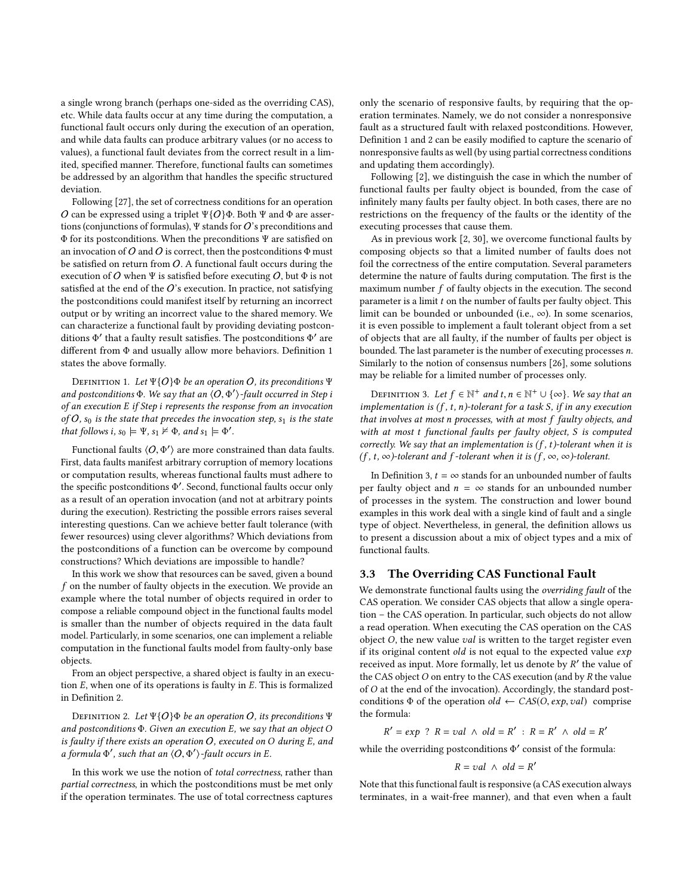a single wrong branch (perhaps one-sided as the overriding CAS), etc. While data faults occur at any time during the computation, a functional fault occurs only during the execution of an operation, and while data faults can produce arbitrary values (or no access to values), a functional fault deviates from the correct result in a limited, specified manner. Therefore, functional faults can sometimes be addressed by an algorithm that handles the specific structured deviation.

Following [27], the set of correctness conditions for an operation $\mathcal{O}$ can be expressed using a triplet $\Psi\{\mathcal{O}\}\Phi$. Both $\Psi$ and $\Phi$ are assertions (conjunctions of formulas), $\Psi$ stands for $\mathcal{O}$'s preconditions and $\Phi$ for its postconditions. When the preconditions $\Psi$ are satisfied on an invocation of $\mathcal{O}$ and $\mathcal{O}$ is correct, then the postconditions $\Phi$ must be satisfied on return from $\mathcal{O}$. A functional fault occurs during the execution of $\mathcal{O}$ when $\Psi$ is satisfied before executing $\mathcal{O}$, but $\Phi$ is not satisfied at the end of the $\mathcal{O}$'s execution. In practice, not satisfying the postconditions could manifest itself by returning an incorrect output or by writing an incorrect value to the shared memory. We can characterize a functional fault by providing deviating postconditions $\Phi'$ that a faulty result satisfies. The postconditions $\Phi'$ are different from $\Phi$ and usually allow more behaviors. Definition 1 states the above formally.

Definition 1. *Let $\Psi\{\mathcal{O}\}\Phi$ be an operation $\mathcal{O}$, its preconditions $\Psi$ and postconditions $\Phi$. We say that an $\langle\mathcal{O}, \Phi'\rangle$-fault occurred in Step $i$ of an execution $E$ if Step $i$ represents the response from an invocation of $\mathcal{O}$, $s_0$ is the state that precedes the invocation step, $s_1$ is the state that follows $i$, $s_0 \models \Psi$, $s_1 \not\models \Phi$, and $s_1 \models \Phi'$.*

Functional faults $\langle\mathcal{O}, \Phi'\rangle$ are more constrained than data faults. First, data faults manifest arbitrary corruption of memory locations or computation results, whereas functional faults must adhere to the specific postconditions $\Phi'$. Second, functional faults occur only as a result of an operation invocation (and not at arbitrary points during the execution). Restricting the possible errors raises several interesting questions. Can we achieve better fault tolerance (with fewer resources) using clever algorithms? Which deviations from the postconditions of a function can be overcome by compound constructions? Which deviations are impossible to handle?

In this work we show that resources can be saved, given a bound $f$ on the number of faulty objects in the execution. We provide an example where the total number of objects required in order to compose a reliable compound object in the functional faults model is smaller than the number of objects required in the data fault model. Particularly, in some scenarios, one can implement a reliable computation in the functional faults model from faulty-only base objects.

From an object perspective, a shared object is faulty in an execution $E$, when one of its operations is faulty in $E$. This is formalized in Definition 2.

Definition 2. *Let $\Psi\{\mathcal{O}\}\Phi$ be an operation $\mathcal{O}$, its preconditions $\Psi$ and postconditions $\Phi$. Given an execution $E$, we say that an object $O$ is faulty if there exists an operation $\mathcal{O}$, executed on $O$ during $E$, and a formula $\Phi'$, such that an $\langle\mathcal{O}, \Phi'\rangle$-fault occurs in $E$.*

In this work we use the notion of *total correctness*, rather than *partial correctness*, in which the postconditions must be met only if the operation terminates. The use of total correctness captures only the scenario of responsive faults, by requiring that the operation terminates. Namely, we do not consider a nonresponsive fault as a structured fault with relaxed postconditions. However, Definition 1 and 2 can be easily modified to capture the scenario of nonresponsive faults as well (by using partial correctness conditions and updating them accordingly).

Following [2], we distinguish the case in which the number of functional faults per faulty object is bounded, from the case of infinitely many faults per faulty object. In both cases, there are no restrictions on the frequency of the faults or the identity of the executing processes that cause them.

As in previous work [2, 30], we overcome functional faults by composing objects so that a limited number of faults does not foil the correctness of the entire computation. Several parameters determine the nature of faults during computation. The first is the maximum number $f$ of faulty objects in the execution. The second parameter is a limit $t$ on the number of faults per faulty object. This limit can be bounded or unbounded (i.e., $\infty$). In some scenarios, it is even possible to implement a fault tolerant object from a set of objects that are all faulty, if the number of faults per object is bounded. The last parameter is the number of executing processes $n$. Similarly to the notion of consensus numbers [26], some solutions may be reliable for a limited number of processes only.

Definition 3. *Let $f \in \mathbb{N}^+$ and $t, n \in \mathbb{N}^+ \cup \{\infty\}$. We say that an implementation is $(f, t, n)$-tolerant for a task $S$, if in any execution that involves at most $n$ processes, with at most $f$ faulty objects, and with at most $t$ functional faults per faulty object, $S$ is computed correctly. We say that an implementation is $(f, t)$-tolerant when it is $(f, t, \infty)$-tolerant and $f$-tolerant when it is $(f, \infty, \infty)$-tolerant.*

In Definition 3, $t = \infty$ stands for an unbounded number of faults per faulty object and $n = \infty$ stands for an unbounded number of processes in the system. The construction and lower bound examples in this work deal with a single kind of fault and a single type of object. Nevertheless, in general, the definition allows us to present a discussion about a mix of object types and a mix of functional faults.

### 3.3 The Overriding CAS Functional Fault

We demonstrate functional faults using the *overriding fault* of the CAS operation. We consider CAS objects that allow a single operation – the CAS operation. In particular, such objects do not allow a read operation. When executing the CAS operation on the CAS object $O$, the new value $val$ is written to the target register even if its original content $old$ is not equal to the expected value $exp$ received as input. More formally, let us denote by $R'$ the value of the CAS object $O$ on entry to the CAS execution (and by $R$ the value of $O$ at the end of the invocation). Accordingly, the standard postconditions $\Phi$ of the operation $old \leftarrow CAS(O, exp, val)$ comprise the formula:

$$R' = exp \ ? \ R = val \ \wedge \ old = R' \ : \ R = R' \ \wedge \ old = R'$$

while the overriding postconditions $\Phi'$ consist of the formula:

$$R = val \ \wedge \ old = R'$$

Note that this functional fault is responsive (a CAS execution always terminates, in a wait-free manner), and that even when a fault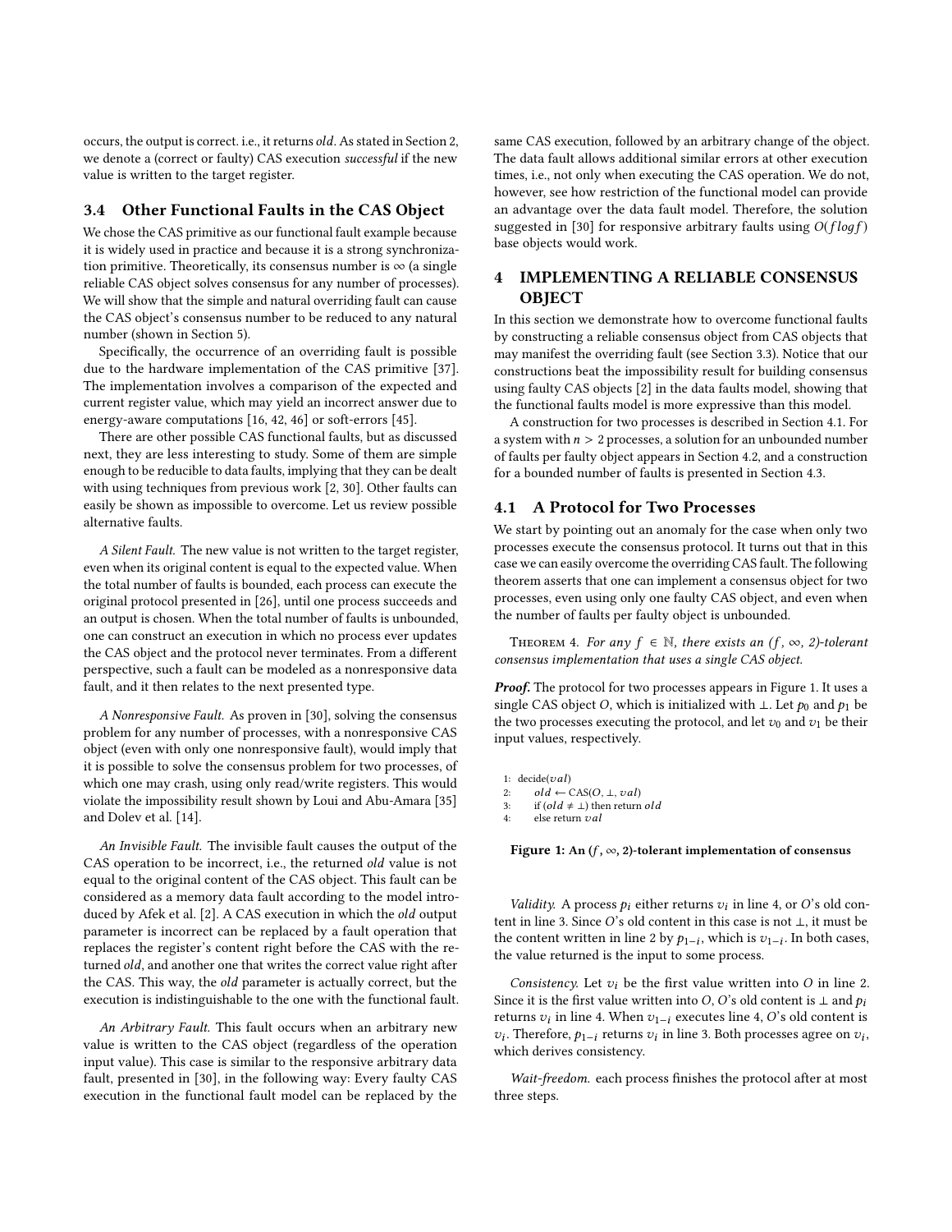occurs, the output is correct. i.e., it returns *old*. As stated in Section 2, we denote a (correct or faulty) CAS execution *successful* if the new value is written to the target register.

### 3.4 Other Functional Faults in the CAS Object

We chose the CAS primitive as our functional fault example because it is widely used in practice and because it is a strong synchronization primitive. Theoretically, its consensus number is $\infty$ (a single reliable CAS object solves consensus for any number of processes). We will show that the simple and natural overriding fault can cause the CAS object's consensus number to be reduced to any natural number (shown in Section 5).

Specifically, the occurrence of an overriding fault is possible due to the hardware implementation of the CAS primitive [37]. The implementation involves a comparison of the expected and current register value, which may yield an incorrect answer due to energy-aware computations [16, 42, 46] or soft-errors [45].

There are other possible CAS functional faults, but as discussed next, they are less interesting to study. Some of them are simple enough to be reducible to data faults, implying that they can be dealt with using techniques from previous work [2, 30]. Other faults can easily be shown as impossible to overcome. Let us review possible alternative faults.

*A Silent Fault.* The new value is not written to the target register, even when its original content is equal to the expected value. When the total number of faults is bounded, each process can execute the original protocol presented in [26], until one process succeeds and an output is chosen. When the total number of faults is unbounded, one can construct an execution in which no process ever updates the CAS object and the protocol never terminates. From a different perspective, such a fault can be modeled as a nonresponsive data fault, and it then relates to the next presented type.

*A Nonresponsive Fault.* As proven in [30], solving the consensus problem for any number of processes, with a nonresponsive CAS object (even with only one nonresponsive fault), would imply that it is possible to solve the consensus problem for two processes, of which one may crash, using only read/write registers. This would violate the impossibility result shown by Loui and Abu-Amara [35] and Dolev et al. [14].

*An Invisible Fault.* The invisible fault causes the output of the CAS operation to be incorrect, i.e., the returned *old* value is not equal to the original content of the CAS object. This fault can be considered as a memory data fault according to the model introduced by Afek et al. [2]. A CAS execution in which the *old* output parameter is incorrect can be replaced by a fault operation that replaces the register's content right before the CAS with the returned *old*, and another one that writes the correct value right after the CAS. This way, the *old* parameter is actually correct, but the execution is indistinguishable to the one with the functional fault.

*An Arbitrary Fault.* This fault occurs when an arbitrary new value is written to the CAS object (regardless of the operation input value). This case is similar to the responsive arbitrary data fault, presented in [30], in the following way: Every faulty CAS execution in the functional fault model can be replaced by the same CAS execution, followed by an arbitrary change of the object. The data fault allows additional similar errors at other execution times, i.e., not only when executing the CAS operation. We do not, however, see how restriction of the functional model can provide an advantage over the data fault model. Therefore, the solution suggested in [30] for responsive arbitrary faults using $O(f \log f)$ base objects would work.

## 4 IMPLEMENTING A RELIABLE CONSENSUS OBJECT

In this section we demonstrate how to overcome functional faults by constructing a reliable consensus object from CAS objects that may manifest the overriding fault (see Section 3.3). Notice that our constructions beat the impossibility result for building consensus using faulty CAS objects [2] in the data faults model, showing that the functional faults model is more expressive than this model.

A construction for two processes is described in Section 4.1. For a system with $n > 2$ processes, a solution for an unbounded number of faults per faulty object appears in Section 4.2, and a construction for a bounded number of faults is presented in Section 4.3.

### 4.1 A Protocol for Two Processes

We start by pointing out an anomaly for the case when only two processes execute the consensus protocol. It turns out that in this case we can easily overcome the overriding CAS fault. The following theorem asserts that one can implement a consensus object for two processes, even using only one faulty CAS object, and even when the number of faults per faulty object is unbounded.

Theorem 4. *For any $f \in \mathbb{N}$, there exists an $(f, \infty, 2)$-tolerant consensus implementation that uses a single CAS object.*

***Proof.*** The protocol for two processes appears in Figure 1. It uses a single CAS object $O$, which is initialized with $\perp$. Let $p_0$ and $p_1$ be the two processes executing the protocol, and let $v_0$ and $v_1$ be their input values, respectively.

```
1: decide(val)
2:     old ← CAS(O, ⊥, val)
3:     if (old ≠ ⊥) then return old
4:     else return val
```

**Figure 1: An $(f, \infty, 2)$-tolerant implementation of consensus**

*Validity.* A process $p_i$ either returns $v_i$ in line 4, or $O$'s old content in line 3. Since $O$'s old content in this case is not $\perp$, it must be the content written in line 2 by $p_{1-i}$, which is $v_{1-i}$. In both cases, the value returned is the input to some process.

*Consistency.* Let $v_i$ be the first value written into $O$ in line 2. Since it is the first value written into $O$, $O$'s old content is $\perp$ and $p_i$ returns $v_i$ in line 4. When $v_{1-i}$ executes line 4, $O$'s old content is $v_i$. Therefore, $p_{1-i}$ returns $v_i$ in line 3. Both processes agree on $v_i$, which derives consistency.

*Wait-freedom.* each process finishes the protocol after at most three steps.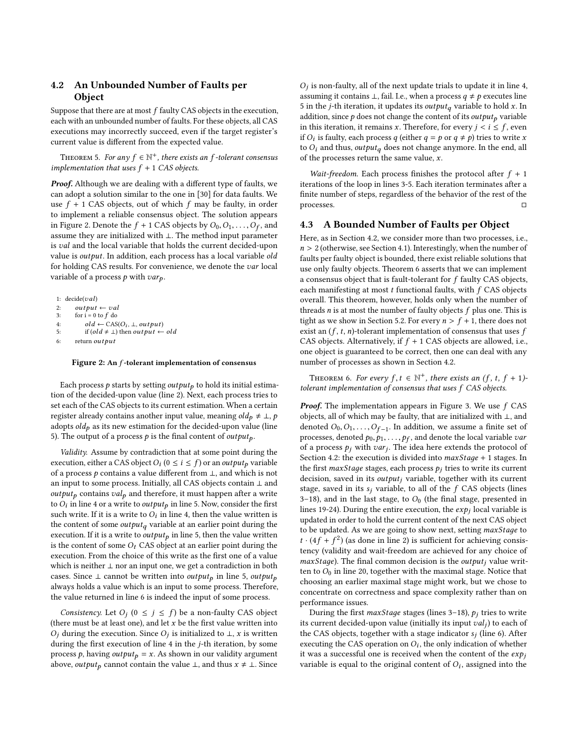### 4.2 An Unbounded Number of Faults per Object

Suppose that there are at most $f$ faulty CAS objects in the execution, each with an unbounded number of faults. For these objects, all CAS executions may incorrectly succeed, even if the target register's current value is different from the expected value.

Theorem 5. *For any $f \in \mathbb{N}^+$, there exists an $f$-tolerant consensus implementation that uses $f + 1$ CAS objects.*

***Proof.*** Although we are dealing with a different type of faults, we can adopt a solution similar to the one in [30] for data faults. We use $f + 1$ CAS objects, out of which $f$ may be faulty, in order to implement a reliable consensus object. The solution appears in Figure 2. Denote the $f + 1$ CAS objects by $O_0, O_1, \ldots, O_f$, and assume they are initialized with $\perp$. The method input parameter is $val$ and the local variable that holds the current decided-upon value is $output$. In addition, each process has a local variable $old$ for holding CAS results. For convenience, we denote the $var$ local variable of a process $p$ with $var_p$.

```
1: decide(val)
2:     output ← val
3:     for i = 0 to f do
4:         old ← CAS(O_i, ⊥, output)
5:         if (old ≠ ⊥) then output ← old
6:     return output
```

**Figure 2: An $f$-tolerant implementation of consensus**

Each process $p$ starts by setting $output_p$ to hold its initial estimation of the decided-upon value (line 2). Next, each process tries to set each of the CAS objects to its current estimation. When a certain register already contains another input value, meaning $old_p \neq \perp$, $p$ adopts $old_p$ as its new estimation for the decided-upon value (line 5). The output of a process $p$ is the final content of $output_p$.

*Validity.* Assume by contradiction that at some point during the execution, either a CAS object $O_i$ ($0 \leq i \leq f$) or an $output_p$ variable of a process $p$ contains a value different from $\perp$, and which is not an input to some process. Initially, all CAS objects contain $\perp$ and $output_p$ contains $val_p$ and therefore, it must happen after a write to $O_i$ in line 4 or a write to $output_p$ in line 5. Now, consider the first such write. If it is a write to $O_i$ in line 4, then the value written is the content of some $output_q$ variable at an earlier point during the execution. If it is a write to $output_p$ in line 5, then the value written is the content of some $O_t$ CAS object at an earlier point during the execution. From the choice of this write as the first one of a value which is neither $\perp$ nor an input one, we get a contradiction in both cases. Since $\perp$ cannot be written into $output_p$ in line 5, $output_p$ always holds a value which is an input to some process. Therefore, the value returned in line 6 is indeed the input of some process.

*Consistency.* Let $O_j$ ($0 \leq j \leq f$) be a non-faulty CAS object (there must be at least one), and let $x$ be the first value written into $O_j$ during the execution. Since $O_j$ is initialized to $\perp$, $x$ is written during the first execution of line 4 in the $j$-th iteration, by some process $p$, having $output_p = x$. As shown in our validity argument above, $output_p$ cannot contain the value $\perp$, and thus $x \neq \perp$. Since $O_j$ is non-faulty, all of the next update trials to update it in line 4, assuming it contains $\perp$, fail. I.e., when a process $q \neq p$ executes line 5 in the $j$-th iteration, it updates its $output_q$ variable to hold $x$. In addition, since $p$ does not change the content of its $output_p$ variable in this iteration, it remains $x$. Therefore, for every $j < i \leq f$, even if $O_i$ is faulty, each process $q$ (either $q = p$ or $q \neq p$) tries to write $x$ to $O_i$ and thus, $output_q$ does not change anymore. In the end, all of the processes return the same value, $x$.

*Wait-freedom.* Each process finishes the protocol after $f + 1$ iterations of the loop in lines 3-5. Each iteration terminates after a finite number of steps, regardless of the behavior of the rest of the processes. □

### 4.3 A Bounded Number of Faults per Object

Here, as in Section 4.2, we consider more than two processes, i.e., $n > 2$ (otherwise, see Section 4.1). Interestingly, when the number of faults per faulty object is bounded, there exist reliable solutions that use only faulty objects. Theorem 6 asserts that we can implement a consensus object that is fault-tolerant for $f$ faulty CAS objects, each manifesting at most $t$ functional faults, with $f$ CAS objects overall. This theorem, however, holds only when the number of threads $n$ is at most the number of faulty objects $f$ plus one. This is tight as we show in Section 5.2. For every $n > f + 1$, there does not exist an $(f, t, n)$-tolerant implementation of consensus that uses $f$ CAS objects. Alternatively, if $f + 1$ CAS objects are allowed, i.e., one object is guaranteed to be correct, then one can deal with any number of processes as shown in Section 4.2.

Theorem 6. *For every $f, t \in \mathbb{N}^+$, there exists an $(f, t, f + 1)$-tolerant implementation of consensus that uses $f$ CAS objects.*

***Proof.*** The implementation appears in Figure 3. We use $f$ CAS objects, all of which may be faulty, that are initialized with $\perp$, and denoted $O_0, O_1, \ldots, O_{f-1}$. In addition, we assume a finite set of processes, denoted $p_0, p_1, \ldots, p_f$, and denote the local variable $var$ of a process $p_j$ with $var_j$. The idea here extends the protocol of Section 4.2: the execution is divided into $maxStage + 1$ stages. In the first $maxStage$ stages, each process $p_j$ tries to write its current decision, saved in its $output_j$ variable, together with its current stage, saved in its $s_j$ variable, to all of the $f$ CAS objects (lines 3–18), and in the last stage, to $O_0$ (the final stage, presented in lines 19-24). During the entire execution, the $exp_j$ local variable is updated in order to hold the current content of the next CAS object to be updated. As we are going to show next, setting $maxStage$ to $t \cdot (4f + f^2)$ (as done in line 2) is sufficient for achieving consistency (validity and wait-freedom are achieved for any choice of $maxStage$). The final common decision is the $output_j$ value written to $O_0$ in line 20, together with the maximal stage. Notice that choosing an earlier maximal stage might work, but we chose to concentrate on correctness and space complexity rather than on performance issues.

During the first $maxStage$ stages (lines 3–18), $p_j$ tries to write its current decided-upon value (initially its input $val_j$) to each of the CAS objects, together with a stage indicator $s_j$ (line 6). After executing the CAS operation on $O_i$, the only indication of whether it was a successful one is received when the content of the $exp_j$ variable is equal to the original content of $O_i$, assigned into the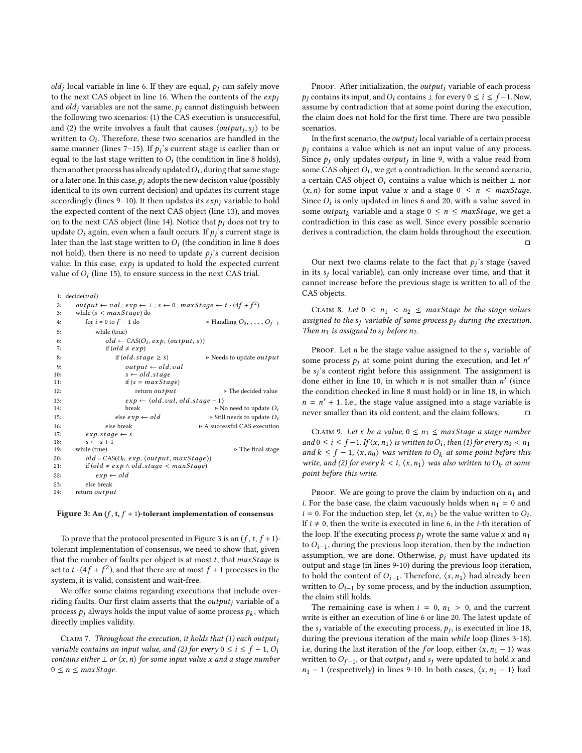$old_j$ local variable in line 6. If they are equal, $p_j$ can safely move to the next CAS object in line 16. When the contents of the $exp_j$ and $old_j$ variables are not the same, $p_j$ cannot distinguish between the following two scenarios: (1) the CAS execution is unsuccessful, and (2) the write involves a fault that causes $\langle output_j, s_j \rangle$ to be written to $O_i$. Therefore, these two scenarios are handled in the same manner (lines 7–15). If $p_j$'s current stage is earlier than or equal to the last stage written to $O_i$ (the condition in line 8 holds), then another process has already updated $O_i$, during that same stage or a later one. In this case, $p_j$ adopts the new decision value (possibly identical to its own current decision) and updates its current stage accordingly (lines 9–10). It then updates its $exp_j$ variable to hold the expected content of the next CAS object (line 13), and moves on to the next CAS object (line 14). Notice that $p_j$ does not try to update $O_i$ again, even when a fault occurs. If $p_j$'s current stage is later than the last stage written to $O_i$ (the condition in line 8 does not hold), then there is no need to update $p_j$'s current decision value. In this case, $exp_j$ is updated to hold the expected current value of $O_i$ (line 15), to ensure success in the next CAS trial.

```
1:  decide(val)
2:      output ← val ; exp ← ⊥ ; s ← 0 ; maxStage ← t · (4f + f^2)
3:      while (s < maxStage) do
4:          for i = 0 to f − 1 do                    ▷ Handling O_0, ..., O_{f−1}
5:              while (true)
6:                  old ← CAS(O_i, exp, ⟨output, s⟩)
7:                  if (old ≠ exp)
8:                      if (old.stage ≥ s)            ▷ Needs to update output
9:                          output ← old.val
10:                         s ← old.stage
11:                         if (s = maxStage)
12:                             return output         ▷ The decided value
13:                         exp ← ⟨old.val, old.stage − 1⟩
14:                         break                     ▷ No need to update O_i
15:                     else exp ← old                ▷ Still needs to update O_i
16:                 else break                        ▷ A successful CAS execution
17:         exp.stage ← s
18:         s ← s + 1
19:     while (true)                                  ▷ The final stage
20:         old = CAS(O_0, exp, ⟨output, maxStage⟩)
21:         if (old ≠ exp ∧ old.stage < maxStage)
22:             exp ← old
23:         else break
24:     return output
```

**Figure 3: An $(f, t, f+1)$-tolerant implementation of consensus**

To prove that the protocol presented in Figure 3 is an $(f, t, f+1)$-tolerant implementation of consensus, we need to show that, given that the number of faults per object is at most $t$, that $maxStage$ is set to $t \cdot (4f + f^2)$, and that there are at most $f+1$ processes in the system, it is valid, consistent and wait-free.

We offer some claims regarding executions that include overriding faults. Our first claim asserts that the $output_j$ variable of a process $p_j$ always holds the input value of some process $p_k$, which directly implies validity.

Claim 7. *Throughout the execution, it holds that (1) each $output_j$ variable contains an input value, and (2) for every $0 \le i \le f-1$, $O_i$ contains either $\perp$ or $\langle x, n \rangle$ for some input value $x$ and a stage number $0 \le n \le maxStage$.*

Proof. After initialization, the $output_j$ variable of each process $p_j$ contains its input, and $O_i$ contains $\perp$ for every $0 \le i \le f-1$. Now, assume by contradiction that at some point during the execution, the claim does not hold for the first time. There are two possible scenarios.

In the first scenario, the $output_j$ local variable of a certain process $p_j$ contains a value which is not an input value of any process. Since $p_j$ only updates $output_j$ in line 9, with a value read from some CAS object $O_i$, we get a contradiction. In the second scenario, a certain CAS object $O_i$ contains a value which is neither $\perp$ nor $\langle x, n \rangle$ for some input value $x$ and a stage $0 \le n \le maxStage$. Since $O_i$ is only updated in lines 6 and 20, with a value saved in some $output_k$ variable and a stage $0 \le n \le maxStage$, we get a contradiction in this case as well. Since every possible scenario derives a contradiction, the claim holds throughout the execution. □

Our next two claims relate to the fact that $p_j$'s stage (saved in its $s_j$ local variable), can only increase over time, and that it cannot increase before the previous stage is written to all of the CAS objects.

Claim 8. *Let $0 < n_1 < n_2 \le maxStage$ be the stage values assigned to the $s_j$ variable of some process $p_j$ during the execution. Then $n_1$ is assigned to $s_j$ before $n_2$.*

Proof. Let $n$ be the stage value assigned to the $s_j$ variable of some process $p_j$ at some point during the execution, and let $n'$ be $s_j$'s content right before this assignment. The assignment is done either in line 10, in which $n$ is not smaller than $n'$ (since the condition checked in line 8 must hold) or in line 18, in which $n = n' + 1$. I.e., the stage value assigned into a stage variable is never smaller than its old content, and the claim follows. □

Claim 9. *Let $x$ be a value, $0 \le n_1 \le maxStage$ a stage number and $0 \le i \le f-1$. If $\langle x, n_1 \rangle$ is written to $O_i$, then (1) for every $n_0 < n_1$ and $k \le f-1$, $\langle x, n_0 \rangle$ was written to $O_k$ at some point before this write, and (2) for every $k < i$, $\langle x, n_1 \rangle$ was also written to $O_k$ at some point before this write.*

Proof. We are going to prove the claim by induction on $n_1$ and $i$. For the base case, the claim vacuously holds when $n_1 = 0$ and $i = 0$. For the induction step, let $\langle x, n_1 \rangle$ be the value written to $O_i$. If $i \ne 0$, then the write is executed in line 6, in the $i$-th iteration of the loop. If the executing process $p_j$ wrote the same value $x$ and $n_1$ to $O_{i-1}$, during the previous loop iteration, then by the induction assumption, we are done. Otherwise, $p_j$ must have updated its output and stage (in lines 9-10) during the previous loop iteration, to hold the content of $O_{i-1}$. Therefore, $\langle x, n_1 \rangle$ had already been written to $O_{i-1}$ by some process, and by the induction assumption, the claim still holds.

The remaining case is when $i = 0$, $n_1 > 0$, and the current write is either an execution of line 6 or line 20. The latest update of the $s_j$ variable of the executing process, $p_j$, is executed in line 18, during the previous iteration of the main *while* loop (lines 3-18). i.e, during the last iteration of the *for* loop, either $\langle x, n_1 - 1 \rangle$ was written to $O_{f-1}$, or that $output_j$ and $s_j$ were updated to hold $x$ and $n_1 - 1$ (respectively) in lines 9-10. In both cases, $\langle x, n_1 - 1 \rangle$ had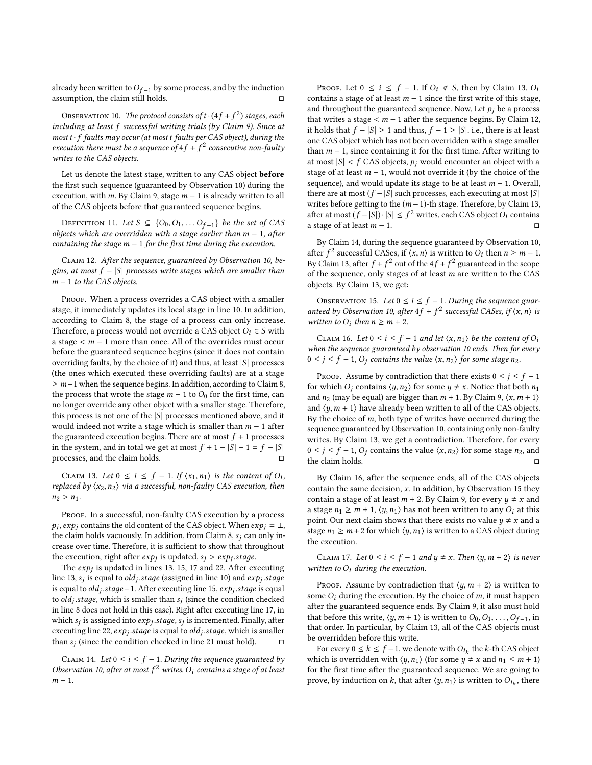already been written to $O_{f-1}$ by some process, and by the induction assumption, the claim still holds. □

Observation 10. *The protocol consists of $t \cdot (4f + f^2)$ stages, each including at least $f$ successful writing trials (by Claim 9). Since at most $t \cdot f$ faults may occur (at most $t$ faults per CAS object), during the execution there must be a sequence of $4f + f^2$ consecutive non-faulty writes to the CAS objects.*

Let us denote the latest stage, written to any CAS object **before** the first such sequence (guaranteed by Observation 10) during the execution, with $m$. By Claim 9, stage $m - 1$ is already written to all of the CAS objects before that guaranteed sequence begins.

Definition 11. *Let $S \subseteq \{O_0, O_1, \ldots O_{f-1}\}$ be the set of CAS objects which are overridden with a stage earlier than $m - 1$, after containing the stage $m - 1$ for the first time during the execution.*

Claim 12. *After the sequence, guaranteed by Observation 10, begins, at most $f - |S|$ processes write stages which are smaller than $m - 1$ to the CAS objects.*

Proof. When a process overrides a CAS object with a smaller stage, it immediately updates its local stage in line 10. In addition, according to Claim 8, the stage of a process can only increase. Therefore, a process would not override a CAS object $O_i \in S$ with a stage $< m - 1$ more than once. All of the overrides must occur before the guaranteed sequence begins (since it does not contain overriding faults, by the choice of it) and thus, at least $|S|$ processes (the ones which executed these overriding faults) are at a stage $\geq m-1$ when the sequence begins. In addition, according to Claim 8, the process that wrote the stage $m - 1$ to $O_0$ for the first time, can no longer override any other object with a smaller stage. Therefore, this process is not one of the $|S|$ processes mentioned above, and it would indeed not write a stage which is smaller than $m - 1$ after the guaranteed execution begins. There are at most $f + 1$ processes in the system, and in total we get at most $f + 1 - |S| - 1 = f - |S|$ processes, and the claim holds. □

Claim 13. *Let $0 \leq i \leq f - 1$. If $\langle x_1, n_1 \rangle$ is the content of $O_i$, replaced by $\langle x_2, n_2 \rangle$ via a successful, non-faulty CAS execution, then $n_2 > n_1$.*

Proof. In a successful, non-faulty CAS execution by a process $p_j$, $exp_j$ contains the old content of the CAS object. When $exp_j = \perp$, the claim holds vacuously. In addition, from Claim 8, $s_j$ can only increase over time. Therefore, it is sufficient to show that throughout the execution, right after $exp_j$ is updated, $s_j > exp_j.stage$.

The $exp_j$ is updated in lines 13, 15, 17 and 22. After executing line 13, $s_j$ is equal to $old_j.stage$ (assigned in line 10) and $exp_j.stage$ is equal to $old_j.stage - 1$. After executing line 15, $exp_j.stage$ is equal to $old_j.stage$, which is smaller than $s_j$ (since the condition checked in line 8 does not hold in this case). Right after executing line 17, in which $s_j$ is assigned into $exp_j.stage$, $s_j$ is incremented. Finally, after executing line 22, $exp_j.stage$ is equal to $old_j.stage$, which is smaller than $s_j$ (since the condition checked in line 21 must hold). □

Claim 14. *Let $0 \leq i \leq f - 1$. During the sequence guaranteed by Observation 10, after at most $f^2$ writes, $O_i$ contains a stage of at least $m - 1$.*

Proof. Let $0 \leq i \leq f - 1$. If $O_i \notin S$, then by Claim 13, $O_i$ contains a stage of at least $m - 1$ since the first write of this stage, and throughout the guaranteed sequence. Now, Let $p_j$ be a process that writes a stage $< m - 1$ after the sequence begins. By Claim 12, it holds that $f - |S| \geq 1$ and thus, $f - 1 \geq |S|$. i.e., there is at least one CAS object which has not been overridden with a stage smaller than $m - 1$, since containing it for the first time. After writing to at most $|S| < f$ CAS objects, $p_j$ would encounter an object with a stage of at least $m - 1$, would not override it (by the choice of the sequence), and would update its stage to be at least $m - 1$. Overall, there are at most $(f - |S|$ such processes, each executing at most $|S|$ writes before getting to the $(m-1)$-th stage. Therefore, by Claim 13, after at most $(f - |S|) \cdot |S| \leq f^2$ writes, each CAS object $O_i$ contains a stage of at least $m - 1$. □

By Claim 14, during the sequence guaranteed by Observation 10, after $f^2$ successful CASes, if $\langle x, n \rangle$ is written to $O_i$ then $n \geq m - 1$. By Claim 13, after $f + f^2$ out of the $4f + f^2$ guaranteed in the scope of the sequence, only stages of at least $m$ are written to the CAS objects. By Claim 13, we get:

Observation 15. *Let $0 \leq i \leq f - 1$. During the sequence guaranteed by Observation 10, after $4f + f^2$ successful CASes, if $\langle x, n \rangle$ is written to $O_i$ then $n \geq m + 2$.*

Claim 16. *Let $0 \leq i \leq f - 1$ and let $\langle x, n_1 \rangle$ be the content of $O_i$ when the sequence guaranteed by observation 10 ends. Then for every $0 \leq j \leq f - 1$, $O_j$ contains the value $\langle x, n_2 \rangle$ for some stage $n_2$.*

Proof. Assume by contradiction that there exists $0 \leq j \leq f - 1$ for which $O_j$ contains $\langle y, n_2 \rangle$ for some $y \neq x$. Notice that both $n_1$ and $n_2$ (may be equal) are bigger than $m + 1$. By Claim 9, $\langle x, m + 1 \rangle$ and $\langle y, m + 1 \rangle$ have already been written to all of the CAS objects. By the choice of $m$, both type of writes have occurred during the sequence guaranteed by Observation 10, containing only non-faulty writes. By Claim 13, we get a contradiction. Therefore, for every $0 \leq j \leq f - 1$, $O_j$ contains the value $\langle x, n_2 \rangle$ for some stage $n_2$, and the claim holds. □

By Claim 16, after the sequence ends, all of the CAS objects contain the same decision, $x$. In addition, by Observation 15 they contain a stage of at least $m + 2$. By Claim 9, for every $y \neq x$ and a stage $n_1 \geq m + 1$, $\langle y, n_1 \rangle$ has not been written to any $O_i$ at this point. Our next claim shows that there exists no value $y \neq x$ and a stage $n_1 \geq m + 2$ for which $\langle y, n_1 \rangle$ is written to a CAS object during the execution.

Claim 17. *Let $0 \leq i \leq f - 1$ and $y \neq x$. Then $\langle y, m + 2 \rangle$ is never written to $O_i$ during the execution.*

Proof. Assume by contradiction that $\langle y, m + 2 \rangle$ is written to some $O_i$ during the execution. By the choice of $m$, it must happen after the guaranteed sequence ends. By Claim 9, it also must hold that before this write, $\langle y, m + 1 \rangle$ is written to $O_0, O_1, \ldots, O_{f-1}$, in that order. In particular, by Claim 13, all of the CAS objects must be overridden before this write.

For every $0 \leq k \leq f - 1$, we denote with $O_{i_k}$ the $k$-th CAS object which is overridden with $\langle y, n_1 \rangle$ (for some $y \neq x$ and $n_1 \leq m + 1$) for the first time after the guaranteed sequence. We are going to prove, by induction on $k$, that after $\langle y, n_1 \rangle$ is written to $O_{i_k}$, there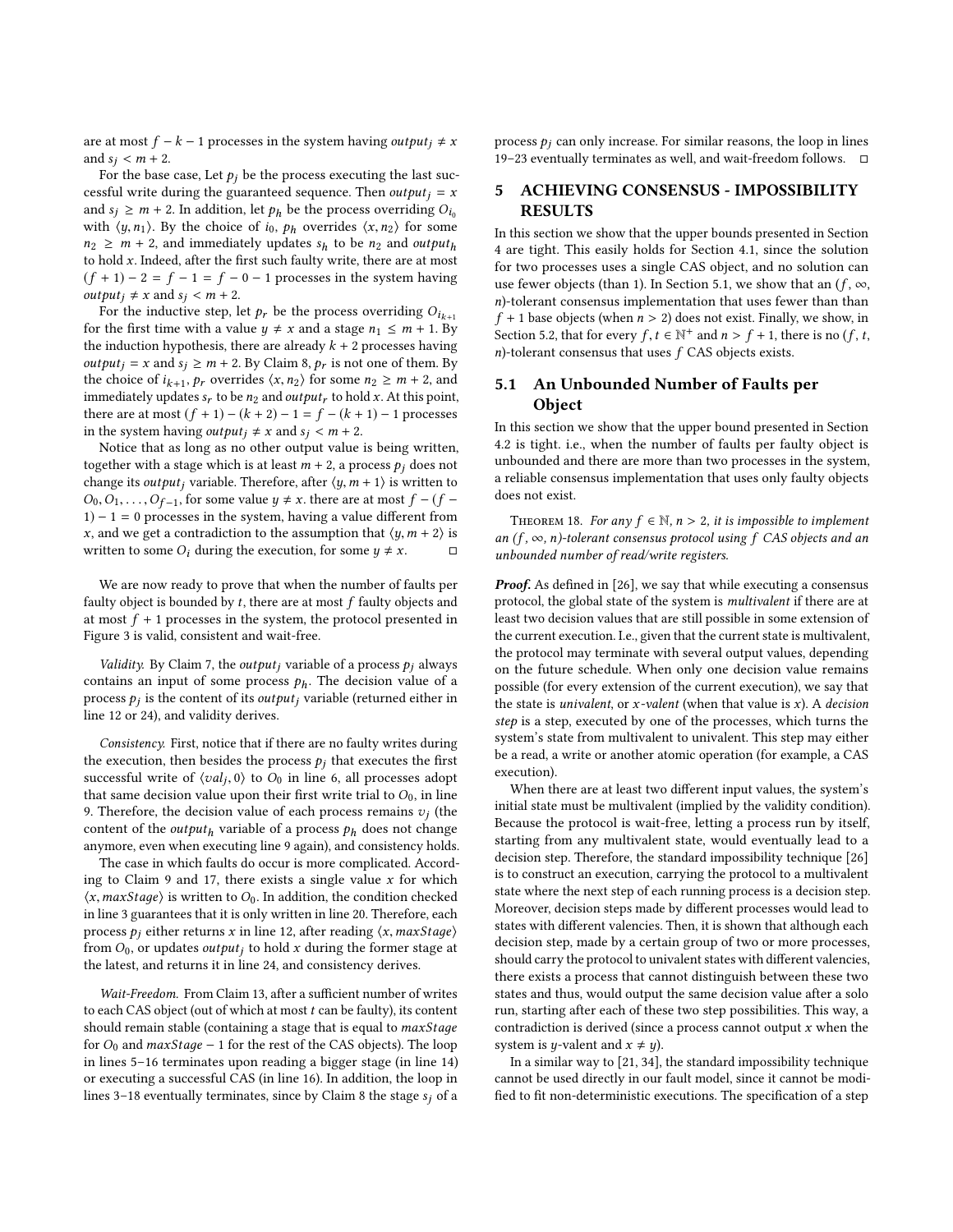are at most $f - k - 1$ processes in the system having $output_j \neq x$ and $s_j < m + 2$.

For the base case, Let $p_j$ be the process executing the last successful write during the guaranteed sequence. Then $output_j = x$ and $s_j \geq m + 2$. In addition, let $p_h$ be the process overriding $O_{i_0}$ with $\langle y, n_1 \rangle$. By the choice of $i_0$, $p_h$ overrides $\langle x, n_2 \rangle$ for some $n_2 \geq m + 2$, and immediately updates $s_h$ to be $n_2$ and $output_h$ to hold $x$. Indeed, after the first such faulty write, there are at most $(f + 1) - 2 = f - 1 = f - 0 - 1$ processes in the system having $output_j \neq x$ and $s_j < m + 2$.

For the inductive step, let $p_r$ be the process overriding $O_{i_{k+1}}$ for the first time with a value $y \neq x$ and a stage $n_1 \leq m + 1$. By the induction hypothesis, there are already $k + 2$ processes having $output_j = x$ and $s_j \geq m + 2$. By Claim 8, $p_r$ is not one of them. By the choice of $i_{k+1}$, $p_r$ overrides $\langle x, n_2 \rangle$ for some $n_2 \geq m + 2$, and immediately updates $s_r$ to be $n_2$ and $output_r$ to hold $x$. At this point, there are at most $(f + 1) - (k + 2) - 1 = f - (k + 1) - 1$ processes in the system having $output_j \neq x$ and $s_j < m + 2$.

Notice that as long as no other output value is being written, together with a stage which is at least $m + 2$, a process $p_j$ does not change its $output_j$ variable. Therefore, after $\langle y, m + 1 \rangle$ is written to $O_0, O_1, \ldots, O_{f-1}$, for some value $y \neq x$. there are at most $f - (f - 1) - 1 = 0$ processes in the system, having a value different from $x$, and we get a contradiction to the assumption that $\langle y, m + 2 \rangle$ is written to some $O_i$ during the execution, for some $y \neq x$. □

We are now ready to prove that when the number of faults per faulty object is bounded by $t$, there are at most $f$ faulty objects and at most $f + 1$ processes in the system, the protocol presented in Figure 3 is valid, consistent and wait-free.

*Validity.* By Claim 7, the $output_j$ variable of a process $p_j$ always contains an input of some process $p_h$. The decision value of a process $p_j$ is the content of its $output_j$ variable (returned either in line 12 or 24), and validity derives.

*Consistency.* First, notice that if there are no faulty writes during the execution, then besides the process $p_j$ that executes the first successful write of $\langle val_j, 0 \rangle$ to $O_0$ in line 6, all processes adopt that same decision value upon their first write trial to $O_0$, in line 9. Therefore, the decision value of each process remains $v_j$ (the content of the $output_h$ variable of a process $p_h$ does not change anymore, even when executing line 9 again), and consistency holds.

The case in which faults do occur is more complicated. According to Claim 9 and 17, there exists a single value $x$ for which $\langle x, maxStage \rangle$ is written to $O_0$. In addition, the condition checked in line 3 guarantees that it is only written in line 20. Therefore, each process $p_j$ either returns $x$ in line 12, after reading $\langle x, maxStage \rangle$ from $O_0$, or updates $output_j$ to hold $x$ during the former stage at the latest, and returns it in line 24, and consistency derives.

*Wait-Freedom.* From Claim 13, after a sufficient number of writes to each CAS object (out of which at most $t$ can be faulty), its content should remain stable (containing a stage that is equal to $maxStage$ for $O_0$ and $maxStage - 1$ for the rest of the CAS objects). The loop in lines 5–16 terminates upon reading a bigger stage (in line 14) or executing a successful CAS (in line 16). In addition, the loop in lines 3–18 eventually terminates, since by Claim 8 the stage $s_j$ of a process $p_j$ can only increase. For similar reasons, the loop in lines 19–23 eventually terminates as well, and wait-freedom follows. □

# 5 ACHIEVING CONSENSUS - IMPOSSIBILITY RESULTS

In this section we show that the upper bounds presented in Section 4 are tight. This easily holds for Section 4.1, since the solution for two processes uses a single CAS object, and no solution can use fewer objects (than 1). In Section 5.1, we show that an $(f, \infty, n)$-tolerant consensus implementation that uses fewer than than $f + 1$ base objects (when $n > 2$) does not exist. Finally, we show, in Section 5.2, that for every $f, t \in \mathbb{N}^+$ and $n > f + 1$, there is no $(f, t, n)$-tolerant consensus that uses $f$ CAS objects exists.

## 5.1 An Unbounded Number of Faults per Object

In this section we show that the upper bound presented in Section 4.2 is tight. i.e., when the number of faults per faulty object is unbounded and there are more than two processes in the system, a reliable consensus implementation that uses only faulty objects does not exist.

Theorem 18. *For any $f \in \mathbb{N}$, $n > 2$, it is impossible to implement an $(f, \infty, n)$-tolerant consensus protocol using $f$ CAS objects and an unbounded number of read/write registers.*

***Proof.*** As defined in [26], we say that while executing a consensus protocol, the global state of the system is *multivalent* if there are at least two decision values that are still possible in some extension of the current execution. I.e., given that the current state is multivalent, the protocol may terminate with several output values, depending on the future schedule. When only one decision value remains possible (for every extension of the current execution), we say that the state is *univalent*, or *x-valent* (when that value is $x$). A *decision step* is a step, executed by one of the processes, which turns the system's state from multivalent to univalent. This step may either be a read, a write or another atomic operation (for example, a CAS execution).

When there are at least two different input values, the system's initial state must be multivalent (implied by the validity condition). Because the protocol is wait-free, letting a process run by itself, starting from any multivalent state, would eventually lead to a decision step. Therefore, the standard impossibility technique [26] is to construct an execution, carrying the protocol to a multivalent state where the next step of each running process is a decision step. Moreover, decision steps made by different processes would lead to states with different valencies. Then, it is shown that although each decision step, made by a certain group of two or more processes, should carry the protocol to univalent states with different valencies, there exists a process that cannot distinguish between these two states and thus, would output the same decision value after a solo run, starting after each of these two step possibilities. This way, a contradiction is derived (since a process cannot output $x$ when the system is $y$-valent and $x \neq y$).

In a similar way to [21, 34], the standard impossibility technique cannot be used directly in our fault model, since it cannot be modified to fit non-deterministic executions. The specification of a step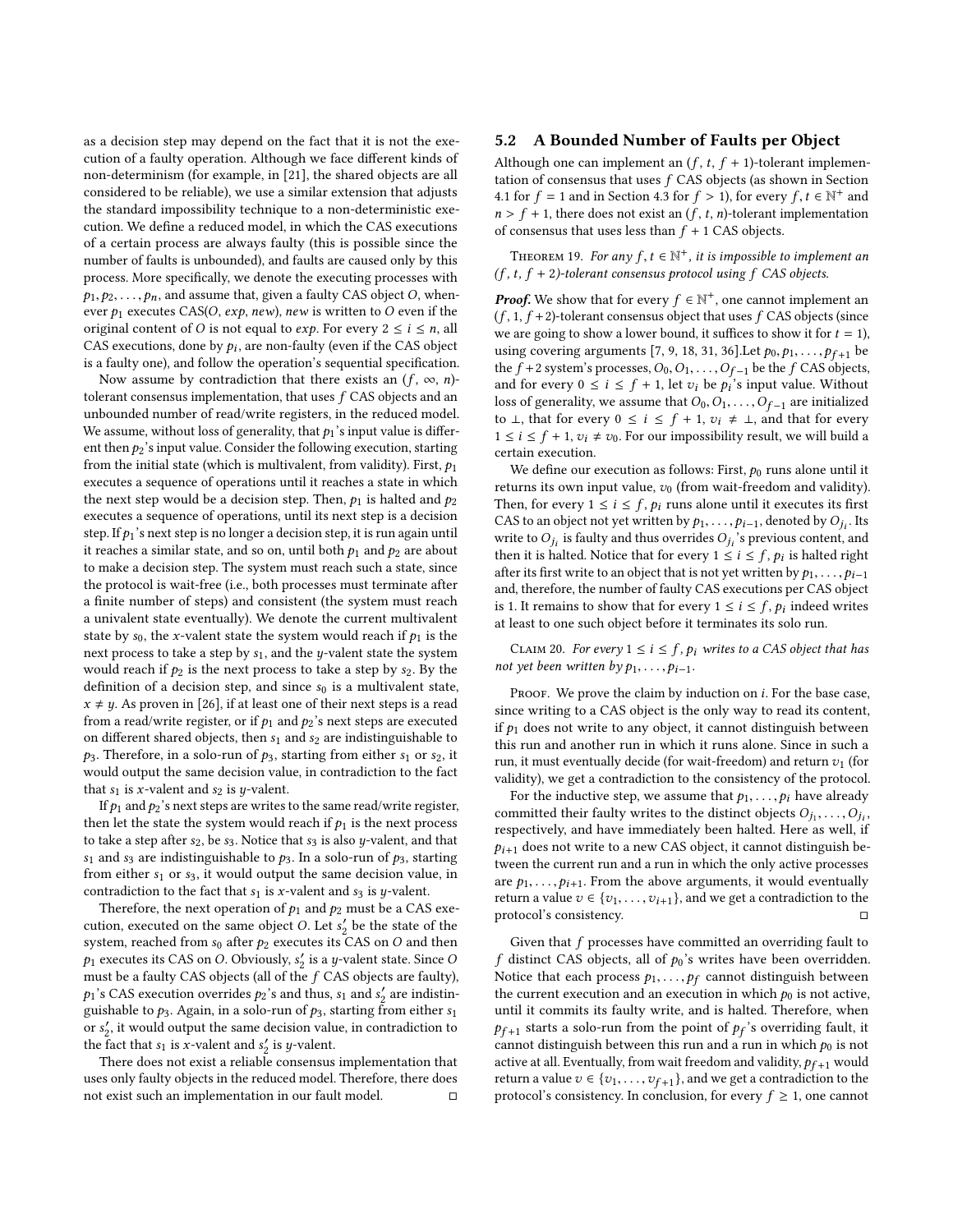as a decision step may depend on the fact that it is not the execution of a faulty operation. Although we face different kinds of non-determinism (for example, in [21], the shared objects are all considered to be reliable), we use a similar extension that adjusts the standard impossibility technique to a non-deterministic execution. We define a reduced model, in which the CAS executions of a certain process are always faulty (this is possible since the number of faults is unbounded), and faults are caused only by this process. More specifically, we denote the executing processes with $p_1, p_2, \ldots, p_n$, and assume that, given a faulty CAS object $O$, whenever $p_1$ executes CAS($O$, *exp*, *new*), *new* is written to $O$ even if the original content of $O$ is not equal to *exp*. For every $2 \leq i \leq n$, all CAS executions, done by $p_i$, are non-faulty (even if the CAS object is a faulty one), and follow the operation's sequential specification.

Now assume by contradiction that there exists an $(f, \infty, n)$-tolerant consensus implementation, that uses $f$ CAS objects and an unbounded number of read/write registers, in the reduced model. We assume, without loss of generality, that $p_1$'s input value is different then $p_2$'s input value. Consider the following execution, starting from the initial state (which is multivalent, from validity). First, $p_1$ executes a sequence of operations until it reaches a state in which the next step would be a decision step. Then, $p_1$ is halted and $p_2$ executes a sequence of operations, until its next step is a decision step. If $p_1$'s next step is no longer a decision step, it is run again until it reaches a similar state, and so on, until both $p_1$ and $p_2$ are about to make a decision step. The system must reach such a state, since the protocol is wait-free (i.e., both processes must terminate after a finite number of steps) and consistent (the system must reach a univalent state eventually). We denote the current multivalent state by $s_0$, the $x$-valent state the system would reach if $p_1$ is the next process to take a step by $s_1$, and the $y$-valent state the system would reach if $p_2$ is the next process to take a step by $s_2$. By the definition of a decision step, and since $s_0$ is a multivalent state, $x \neq y$. As proven in [26], if at least one of their next steps is a read from a read/write register, or if $p_1$ and $p_2$'s next steps are executed on different shared objects, then $s_1$ and $s_2$ are indistinguishable to $p_3$. Therefore, in a solo-run of $p_3$, starting from either $s_1$ or $s_2$, it would output the same decision value, in contradiction to the fact that $s_1$ is $x$-valent and $s_2$ is $y$-valent.

If $p_1$ and $p_2$'s next steps are writes to the same read/write register, then let the state the system would reach if $p_1$ is the next process to take a step after $s_2$, be $s_3$. Notice that $s_3$ is also $y$-valent, and that $s_1$ and $s_3$ are indistinguishable to $p_3$. In a solo-run of $p_3$, starting from either $s_1$ or $s_3$, it would output the same decision value, in contradiction to the fact that $s_1$ is $x$-valent and $s_3$ is $y$-valent.

Therefore, the next operation of $p_1$ and $p_2$ must be a CAS execution, executed on the same object $O$. Let $s_2'$ be the state of the system, reached from $s_0$ after $p_2$ executes its CAS on $O$ and then $p_1$ executes its CAS on $O$. Obviously, $s_2'$ is a $y$-valent state. Since $O$ must be a faulty CAS objects (all of the $f$ CAS objects are faulty), $p_1$'s CAS execution overrides $p_2$'s and thus, $s_1$ and $s_2'$ are indistinguishable to $p_3$. Again, in a solo-run of $p_3$, starting from either $s_1$ or $s_2'$, it would output the same decision value, in contradiction to the fact that $s_1$ is $x$-valent and $s_2'$ is $y$-valent.

There does not exist a reliable consensus implementation that uses only faulty objects in the reduced model. Therefore, there does not exist such an implementation in our fault model. □

## 5.2 A Bounded Number of Faults per Object

Although one can implement an $(f, t, f + 1)$-tolerant implementation of consensus that uses $f$ CAS objects (as shown in Section 4.1 for $f = 1$ and in Section 4.3 for $f > 1$), for every $f, t \in \mathbb{N}^+$ and $n > f + 1$, there does not exist an $(f, t, n)$-tolerant implementation of consensus that uses less than $f + 1$ CAS objects.

Theorem 19. *For any $f, t \in \mathbb{N}^+$, it is impossible to implement an $(f, t, f + 2)$-tolerant consensus protocol using $f$ CAS objects.*

***Proof.*** We show that for every $f \in \mathbb{N}^+$, one cannot implement an $(f, 1, f + 2)$-tolerant consensus object that uses $f$ CAS objects (since we are going to show a lower bound, it suffices to show it for $t = 1$), using covering arguments [7, 9, 18, 31, 36].Let $p_0, p_1, \ldots, p_{f+1}$ be the $f + 2$ system's processes, $O_0, O_1, \ldots, O_{f-1}$ be the $f$ CAS objects, and for every $0 \leq i \leq f + 1$, let $v_i$ be $p_i$'s input value. Without loss of generality, we assume that $O_0, O_1, \ldots, O_{f-1}$ are initialized to $\perp$, that for every $0 \leq i \leq f + 1$, $v_i \neq \perp$, and that for every $1 \leq i \leq f + 1$, $v_i \neq v_0$. For our impossibility result, we will build a certain execution.

We define our execution as follows: First, $p_0$ runs alone until it returns its own input value, $v_0$ (from wait-freedom and validity). Then, for every $1 \leq i \leq f$, $p_i$ runs alone until it executes its first CAS to an object not yet written by $p_1, \ldots, p_{i-1}$, denoted by $O_{j_i}$. Its write to $O_{j_i}$ is faulty and thus overrides $O_{j_i}$'s previous content, and then it is halted. Notice that for every $1 \leq i \leq f$, $p_i$ is halted right after its first write to an object that is not yet written by $p_1, \ldots, p_{i-1}$ and, therefore, the number of faulty CAS executions per CAS object is 1. It remains to show that for every $1 \leq i \leq f$, $p_i$ indeed writes at least to one such object before it terminates its solo run.

Claim 20. *For every $1 \leq i \leq f$, $p_i$ writes to a CAS object that has not yet been written by $p_1, \ldots, p_{i-1}$.*

Proof. We prove the claim by induction on $i$. For the base case, since writing to a CAS object is the only way to read its content, if $p_1$ does not write to any object, it cannot distinguish between this run and another run in which it runs alone. Since in such a run, it must eventually decide (for wait-freedom) and return $v_1$ (for validity), we get a contradiction to the consistency of the protocol.

For the inductive step, we assume that $p_1, \ldots, p_i$ have already committed their faulty writes to the distinct objects $O_{j_1}, \ldots, O_{j_i}$, respectively, and have immediately been halted. Here as well, if $p_{i+1}$ does not write to a new CAS object, it cannot distinguish between the current run and a run in which the only active processes are $p_1, \ldots, p_{i+1}$. From the above arguments, it would eventually return a value $v \in \{v_1, \ldots, v_{i+1}\}$, and we get a contradiction to the protocol's consistency. □

Given that $f$ processes have committed an overriding fault to $f$ distinct CAS objects, all of $p_0$'s writes have been overridden. Notice that each process $p_1, \ldots, p_f$ cannot distinguish between the current execution and an execution in which $p_0$ is not active, until it commits its faulty write, and is halted. Therefore, when $p_{f+1}$ starts a solo-run from the point of $p_f$'s overriding fault, it cannot distinguish between this run and a run in which $p_0$ is not active at all. Eventually, from wait freedom and validity, $p_{f+1}$ would return a value $v \in \{v_1, \ldots, v_{f+1}\}$, and we get a contradiction to the protocol's consistency. In conclusion, for every $f \geq 1$, one cannot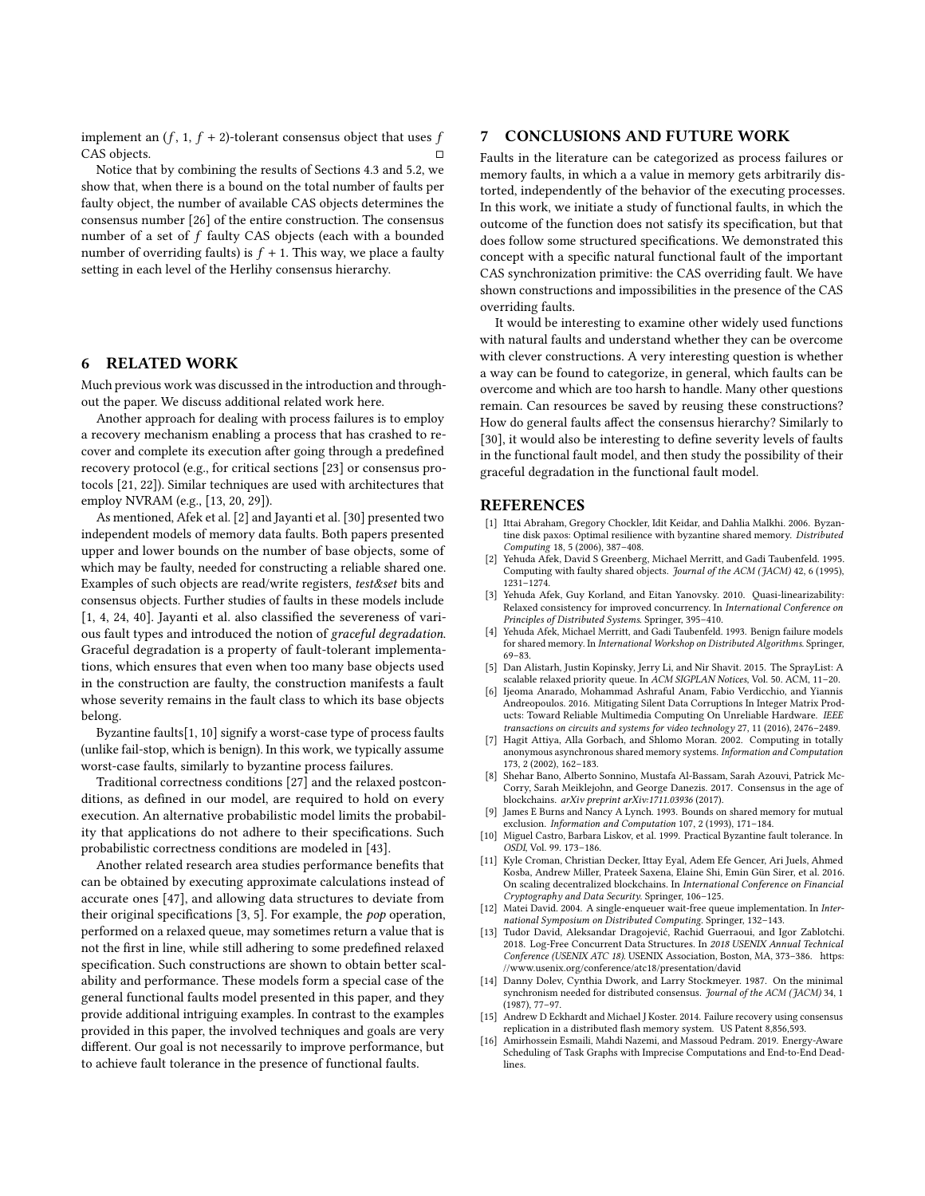implement an $(f, 1, f+2)$-tolerant consensus object that uses $f$ CAS objects. □

Notice that by combining the results of Sections 4.3 and 5.2, we show that, when there is a bound on the total number of faults per faulty object, the number of available CAS objects determines the consensus number [26] of the entire construction. The consensus number of a set of $f$ faulty CAS objects (each with a bounded number of overriding faults) is $f + 1$. This way, we place a faulty setting in each level of the Herlihy consensus hierarchy.

## 6 RELATED WORK

Much previous work was discussed in the introduction and throughout the paper. We discuss additional related work here.

Another approach for dealing with process failures is to employ a recovery mechanism enabling a process that has crashed to recover and complete its execution after going through a predefined recovery protocol (e.g., for critical sections [23] or consensus protocols [21, 22]). Similar techniques are used with architectures that employ NVRAM (e.g., [13, 20, 29]).

As mentioned, Afek et al. [2] and Jayanti et al. [30] presented two independent models of memory data faults. Both papers presented upper and lower bounds on the number of base objects, some of which may be faulty, needed for constructing a reliable shared one. Examples of such objects are read/write registers, *test&set* bits and consensus objects. Further studies of faults in these models include [1, 4, 24, 40]. Jayanti et al. also classified the severeness of various fault types and introduced the notion of *graceful degradation*. Graceful degradation is a property of fault-tolerant implementations, which ensures that even when too many base objects used in the construction are faulty, the construction manifests a fault whose severity remains in the fault class to which its base objects belong.

Byzantine faults[1, 10] signify a worst-case type of process faults (unlike fail-stop, which is benign). In this work, we typically assume worst-case faults, similarly to byzantine process failures.

Traditional correctness conditions [27] and the relaxed postconditions, as defined in our model, are required to hold on every execution. An alternative probabilistic model limits the probability that applications do not adhere to their specifications. Such probabilistic correctness conditions are modeled in [43].

Another related research area studies performance benefits that can be obtained by executing approximate calculations instead of accurate ones [47], and allowing data structures to deviate from their original specifications [3, 5]. For example, the *pop* operation, performed on a relaxed queue, may sometimes return a value that is not the first in line, while still adhering to some predefined relaxed specification. Such constructions are shown to obtain better scalability and performance. These models form a special case of the general functional faults model presented in this paper, and they provide additional intriguing examples. In contrast to the examples provided in this paper, the involved techniques and goals are very different. Our goal is not necessarily to improve performance, but to achieve fault tolerance in the presence of functional faults.

## 7 CONCLUSIONS AND FUTURE WORK

Faults in the literature can be categorized as process failures or memory faults, in which a a value in memory gets arbitrarily distorted, independently of the behavior of the executing processes. In this work, we initiate a study of functional faults, in which the outcome of the function does not satisfy its specification, but that does follow some structured specifications. We demonstrated this concept with a specific natural functional fault of the important CAS synchronization primitive: the CAS overriding fault. We have shown constructions and impossibilities in the presence of the CAS overriding faults.

It would be interesting to examine other widely used functions with natural faults and understand whether they can be overcome with clever constructions. A very interesting question is whether a way can be found to categorize, in general, which faults can be overcome and which are too harsh to handle. Many other questions remain. Can resources be saved by reusing these constructions? How do general faults affect the consensus hierarchy? Similarly to [30], it would also be interesting to define severity levels of faults in the functional fault model, and then study the possibility of their graceful degradation in the functional fault model.

## REFERENCES

[1] Ittai Abraham, Gregory Chockler, Idit Keidar, and Dahlia Malkhi. 2006. Byzantine disk paxos: Optimal resilience with byzantine shared memory. *Distributed Computing* 18, 5 (2006), 387–408.

[2] Yehuda Afek, David S Greenberg, Michael Merritt, and Gadi Taubenfeld. 1995. Computing with faulty shared objects. *Journal of the ACM (JACM)* 42, 6 (1995), 1231–1274.

[3] Yehuda Afek, Guy Korland, and Eitan Yanovsky. 2010. Quasi-linearizability: Relaxed consistency for improved concurrency. In *International Conference on Principles of Distributed Systems*. Springer, 395–410.

[4] Yehuda Afek, Michael Merritt, and Gadi Taubenfeld. 1993. Benign failure models for shared memory. In *International Workshop on Distributed Algorithms*. Springer, 69–83.

[5] Dan Alistarh, Justin Kopinsky, Jerry Li, and Nir Shavit. 2015. The SprayList: A scalable relaxed priority queue. In *ACM SIGPLAN Notices*, Vol. 50. ACM, 11–20.

[6] Ijeoma Anarado, Mohammad Ashraful Anam, Fabio Verdicchio, and Yiannis Andreopoulos. 2016. Mitigating Silent Data Corruptions In Integer Matrix Products: Toward Reliable Multimedia Computing On Unreliable Hardware. *IEEE transactions on circuits and systems for video technology* 27, 11 (2016), 2476–2489.

[7] Hagit Attiya, Alla Gorbach, and Shlomo Moran. 2002. Computing in totally anonymous asynchronous shared memory systems. *Information and Computation* 173, 2 (2002), 162–183.

[8] Shehar Bano, Alberto Sonnino, Mustafa Al-Bassam, Sarah Azouvi, Patrick McCorry, Sarah Meiklejohn, and George Danezis. 2017. Consensus in the age of blockchains. *arXiv preprint arXiv:1711.03936* (2017).

[9] James E Burns and Nancy A Lynch. 1993. Bounds on shared memory for mutual exclusion. *Information and Computation* 107, 2 (1993), 171–184.

[10] Miguel Castro, Barbara Liskov, et al. 1999. Practical Byzantine fault tolerance. In *OSDI*, Vol. 99. 173–186.

[11] Kyle Croman, Christian Decker, Ittay Eyal, Adem Efe Gencer, Ari Juels, Ahmed Kosba, Andrew Miller, Prateek Saxena, Elaine Shi, Emin Gün Sirer, et al. 2016. On scaling decentralized blockchains. In *International Conference on Financial Cryptography and Data Security*. Springer, 106–125.

[12] Matei David. 2004. A single-enqueuer wait-free queue implementation. In *International Symposium on Distributed Computing*. Springer, 132–143.

[13] Tudor David, Aleksandar Dragojević, Rachid Guerraoui, and Igor Zablotchi. 2018. Log-Free Concurrent Data Structures. In *2018 USENIX Annual Technical Conference (USENIX ATC 18)*. USENIX Association, Boston, MA, 373–386. https://www.usenix.org/conference/atc18/presentation/david

[14] Danny Dolev, Cynthia Dwork, and Larry Stockmeyer. 1987. On the minimal synchronism needed for distributed consensus. *Journal of the ACM (JACM)* 34, 1 (1987), 77–97.

[15] Andrew D Eckhardt and Michael J Koster. 2014. Failure recovery using consensus replication in a distributed flash memory system. US Patent 8,856,593.

[16] Amirhossein Esmaili, Mahdi Nazemi, and Massoud Pedram. 2019. Energy-Aware Scheduling of Task Graphs with Imprecise Computations and End-to-End Deadlines.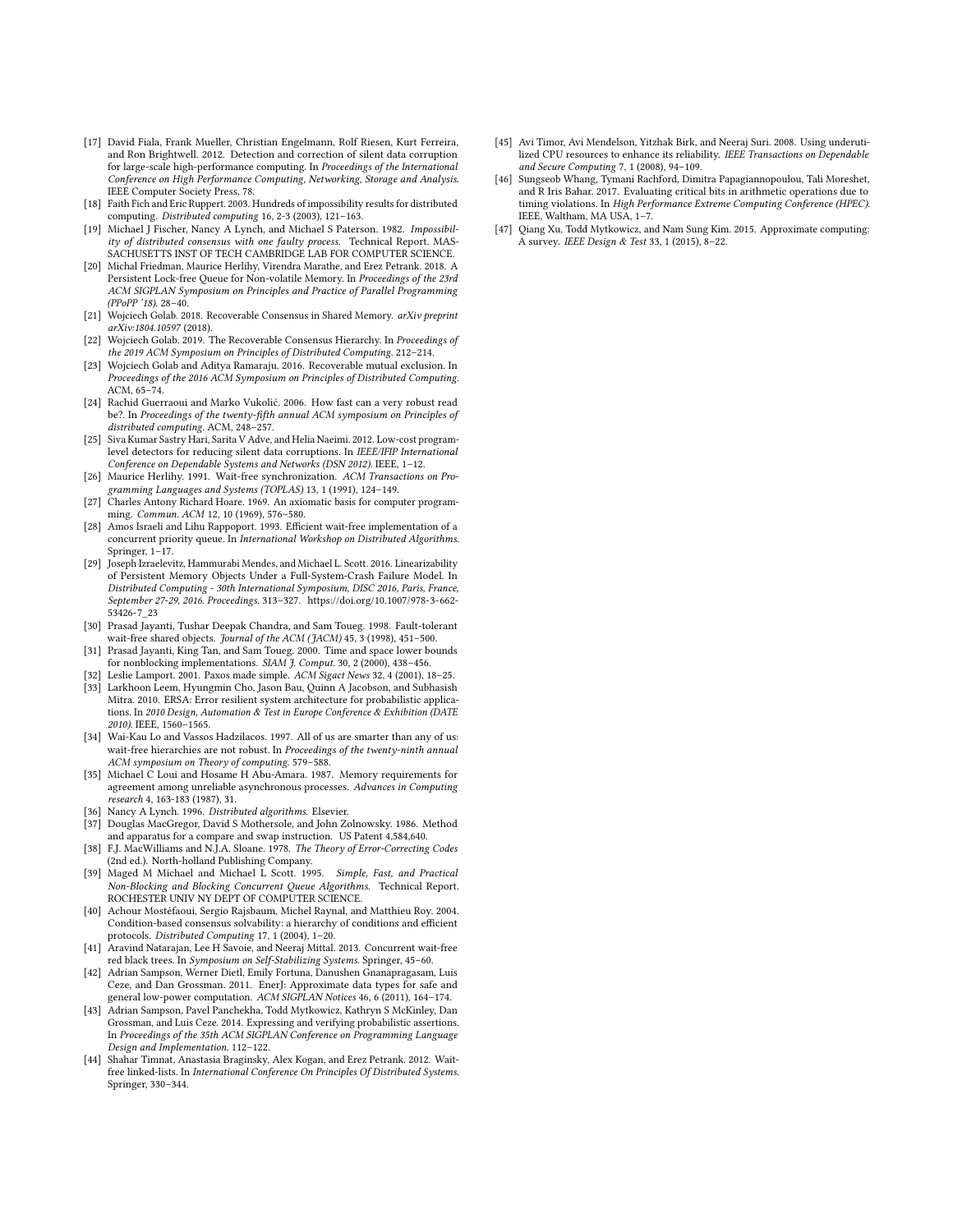[17] David Fiala, Frank Mueller, Christian Engelmann, Rolf Riesen, Kurt Ferreira, and Ron Brightwell. 2012. Detection and correction of silent data corruption for large-scale high-performance computing. In *Proceedings of the International Conference on High Performance Computing, Networking, Storage and Analysis*. IEEE Computer Society Press, 78.

[18] Faith Fich and Eric Ruppert. 2003. Hundreds of impossibility results for distributed computing. *Distributed computing* 16, 2-3 (2003), 121–163.

[19] Michael J Fischer, Nancy A Lynch, and Michael S Paterson. 1982. *Impossibility of distributed consensus with one faulty process*. Technical Report. MASSACHUSETTS INST OF TECH CAMBRIDGE LAB FOR COMPUTER SCIENCE.

[20] Michal Friedman, Maurice Herlihy, Virendra Marathe, and Erez Petrank. 2018. A Persistent Lock-free Queue for Non-volatile Memory. In *Proceedings of the 23rd ACM SIGPLAN Symposium on Principles and Practice of Parallel Programming (PPoPP '18)*. 28–40.

[21] Wojciech Golab. 2018. Recoverable Consensus in Shared Memory. *arXiv preprint arXiv:1804.10597* (2018).

[22] Wojciech Golab. 2019. The Recoverable Consensus Hierarchy. In *Proceedings of the 2019 ACM Symposium on Principles of Distributed Computing*. 212–214.

[23] Wojciech Golab and Aditya Ramaraju. 2016. Recoverable mutual exclusion. In *Proceedings of the 2016 ACM Symposium on Principles of Distributed Computing*. ACM, 65–74.

[24] Rachid Guerraoui and Marko Vukolić. 2006. How fast can a very robust read be?. In *Proceedings of the twenty-fifth annual ACM symposium on Principles of distributed computing*. ACM, 248–257.

[25] Siva Kumar Sastry Hari, Sarita V Adve, and Helia Naeimi. 2012. Low-cost program-level detectors for reducing silent data corruptions. In *IEEE/IFIP International Conference on Dependable Systems and Networks (DSN 2012)*. IEEE, 1–12.

[26] Maurice Herlihy. 1991. Wait-free synchronization. *ACM Transactions on Programming Languages and Systems (TOPLAS)* 13, 1 (1991), 124–149.

[27] Charles Antony Richard Hoare. 1969. An axiomatic basis for computer programming. *Commun. ACM* 12, 10 (1969), 576–580.

[28] Amos Israeli and Lihu Rappoport. 1993. Efficient wait-free implementation of a concurrent priority queue. In *International Workshop on Distributed Algorithms*. Springer, 1–17.

[29] Joseph Izraelevitz, Hammurabi Mendes, and Michael L. Scott. 2016. Linearizability of Persistent Memory Objects Under a Full-System-Crash Failure Model. In *Distributed Computing - 30th International Symposium, DISC 2016, Paris, France, September 27-29, 2016. Proceedings*. 313–327. https://doi.org/10.1007/978-3-662-53426-7_23

[30] Prasad Jayanti, Tushar Deepak Chandra, and Sam Toueg. 1998. Fault-tolerant wait-free shared objects. *Journal of the ACM (JACM)* 45, 3 (1998), 451–500.

[31] Prasad Jayanti, King Tan, and Sam Toueg. 2000. Time and space lower bounds for nonblocking implementations. *SIAM J. Comput.* 30, 2 (2000), 438–456.

[32] Leslie Lamport. 2001. Paxos made simple. *ACM Sigact News* 32, 4 (2001), 18–25.

[33] Larkhoon Leem, Hyungmin Cho, Jason Bau, Quinn A Jacobson, and Subhasish Mitra. 2010. ERSA: Error resilient system architecture for probabilistic applications. In *2010 Design, Automation & Test in Europe Conference & Exhibition (DATE 2010)*. IEEE, 1560–1565.

[34] Wai-Kau Lo and Vassos Hadzilacos. 1997. All of us are smarter than any of us: wait-free hierarchies are not robust. In *Proceedings of the twenty-ninth annual ACM symposium on Theory of computing*. 579–588.

[35] Michael C Loui and Hosame H Abu-Amara. 1987. Memory requirements for agreement among unreliable asynchronous processes. *Advances in Computing research* 4, 163-183 (1987), 31.

[36] Nancy A Lynch. 1996. *Distributed algorithms*. Elsevier.

[37] Douglas MacGregor, David S Mothersole, and John Zolnowsky. 1986. Method and apparatus for a compare and swap instruction. US Patent 4,584,640.

[38] F.J. MacWilliams and N.J.A. Sloane. 1978. *The Theory of Error-Correcting Codes* (2nd ed.). North-holland Publishing Company.

[39] Maged M Michael and Michael L Scott. 1995. *Simple, Fast, and Practical Non-Blocking and Blocking Concurrent Queue Algorithms*. Technical Report. ROCHESTER UNIV NY DEPT OF COMPUTER SCIENCE.

[40] Achour Mostéfaoui, Sergio Rajsbaum, Michel Raynal, and Matthieu Roy. 2004. Condition-based consensus solvability: a hierarchy of conditions and efficient protocols. *Distributed Computing* 17, 1 (2004), 1–20.

[41] Aravind Natarajan, Lee H Savoie, and Neeraj Mittal. 2013. Concurrent wait-free red black trees. In *Symposium on Self-Stabilizing Systems*. Springer, 45–60.

[42] Adrian Sampson, Werner Dietl, Emily Fortuna, Danushen Gnanapragasam, Luis Ceze, and Dan Grossman. 2011. EnerJ: Approximate data types for safe and general low-power computation. *ACM SIGPLAN Notices* 46, 6 (2011), 164–174.

[43] Adrian Sampson, Pavel Panchekha, Todd Mytkowicz, Kathryn S McKinley, Dan Grossman, and Luis Ceze. 2014. Expressing and verifying probabilistic assertions. In *Proceedings of the 35th ACM SIGPLAN Conference on Programming Language Design and Implementation*. 112–122.

[44] Shahar Timnat, Anastasia Braginsky, Alex Kogan, and Erez Petrank. 2012. Wait-free linked-lists. In *International Conference On Principles Of Distributed Systems*. Springer, 330–344.

[45] Avi Timor, Avi Mendelson, Yitzhak Birk, and Neeraj Suri. 2008. Using underutilized CPU resources to enhance its reliability. *IEEE Transactions on Dependable and Secure Computing* 7, 1 (2008), 94–109.

[46] Sungseob Whang, Tymani Rachford, Dimitra Papagiannopoulou, Tali Moreshet, and R Iris Bahar. 2017. Evaluating critical bits in arithmetic operations due to timing violations. In *High Performance Extreme Computing Conference (HPEC)*. IEEE, Waltham, MA USA, 1–7.

[47] Qiang Xu, Todd Mytkowicz, and Nam Sung Kim. 2015. Approximate computing: A survey. *IEEE Design & Test* 33, 1 (2015), 8–22.